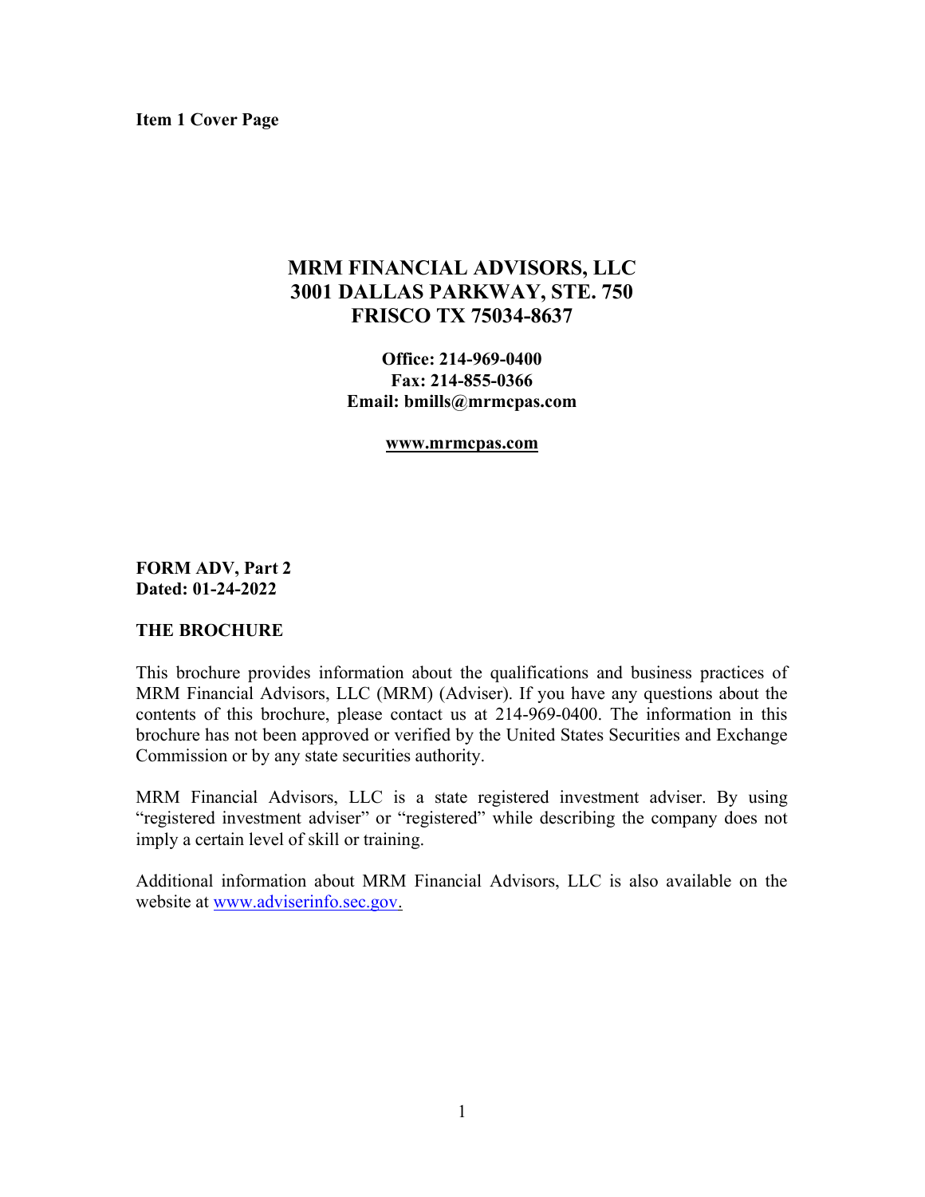**Item 1 Cover Page**

# MRM FINANCIAL ADVISORS, LLC
# 3001 DALLAS PARKWAY, STE. 750
# FRISCO TX 75034-8637

**Office: 214-969-0400**
**Fax: 214-855-0366**
**Email: bmills@mrmcpas.com**

**www.mrmcpas.com**

**FORM ADV, Part 2**
**Dated: 01-24-2022**

## THE BROCHURE

This brochure provides information about the qualifications and business practices of MRM Financial Advisors, LLC (MRM) (Adviser). If you have any questions about the contents of this brochure, please contact us at 214-969-0400. The information in this brochure has not been approved or verified by the United States Securities and Exchange Commission or by any state securities authority.

MRM Financial Advisors, LLC is a state registered investment adviser. By using "registered investment adviser" or "registered" while describing the company does not imply a certain level of skill or training.

Additional information about MRM Financial Advisors, LLC is also available on the website at www.adviserinfo.sec.gov.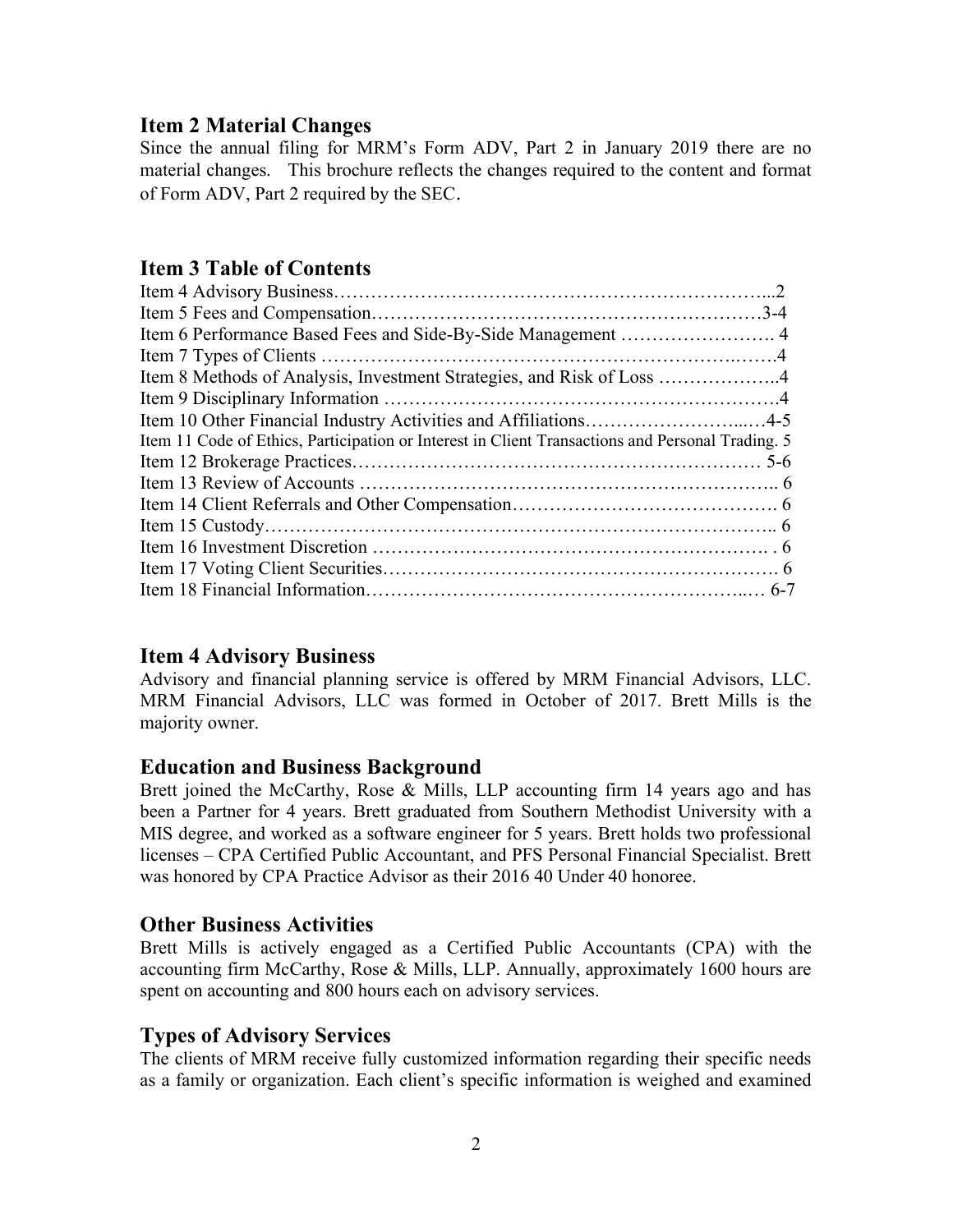## Item 2 Material Changes

Since the annual filing for MRM's Form ADV, Part 2 in January 2019 there are no material changes. This brochure reflects the changes required to the content and format of Form ADV, Part 2 required by the SEC.

## Item 3 Table of Contents

Item 4 Advisory Business……………………………………………………………...2
Item 5 Fees and Compensation……………………………………………………3-4
Item 6 Performance Based Fees and Side-By-Side Management ……………………. 4
Item 7 Types of Clients ……………………………………………………….…….4
Item 8 Methods of Analysis, Investment Strategies, and Risk of Loss ………………..4
Item 9 Disciplinary Information ……………………………………………………….4
Item 10 Other Financial Industry Activities and Affiliations……………………...…4-5
Item 11 Code of Ethics, Participation or Interest in Client Transactions and Personal Trading. 5
Item 12 Brokerage Practices………………………………………………………… 5-6
Item 13 Review of Accounts ………………………………………………………….. 6
Item 14 Client Referrals and Other Compensation……………………………………. 6
Item 15 Custody……………………………………………………………………….. 6
Item 16 Investment Discretion ……………………………………………………. . 6
Item 17 Voting Client Securities………………………………………………………. 6
Item 18 Financial Information……………………………………………………..… 6-7

## Item 4 Advisory Business

Advisory and financial planning service is offered by MRM Financial Advisors, LLC. MRM Financial Advisors, LLC was formed in October of 2017. Brett Mills is the majority owner.

## Education and Business Background

Brett joined the McCarthy, Rose & Mills, LLP accounting firm 14 years ago and has been a Partner for 4 years. Brett graduated from Southern Methodist University with a MIS degree, and worked as a software engineer for 5 years. Brett holds two professional licenses – CPA Certified Public Accountant, and PFS Personal Financial Specialist. Brett was honored by CPA Practice Advisor as their 2016 40 Under 40 honoree.

## Other Business Activities

Brett Mills is actively engaged as a Certified Public Accountants (CPA) with the accounting firm McCarthy, Rose & Mills, LLP. Annually, approximately 1600 hours are spent on accounting and 800 hours each on advisory services.

## Types of Advisory Services

The clients of MRM receive fully customized information regarding their specific needs as a family or organization. Each client's specific information is weighed and examined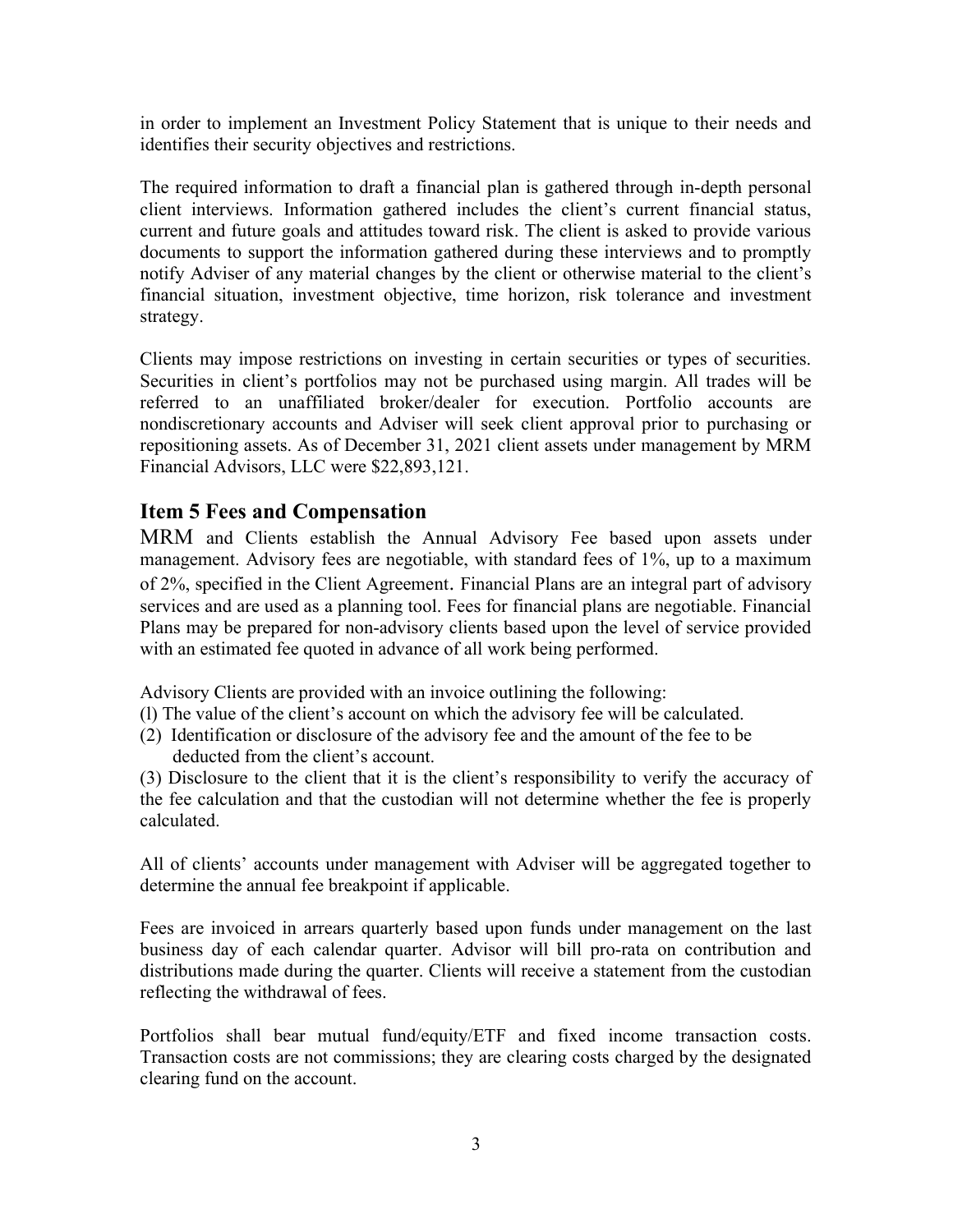in order to implement an Investment Policy Statement that is unique to their needs and identifies their security objectives and restrictions.

The required information to draft a financial plan is gathered through in-depth personal client interviews. Information gathered includes the client's current financial status, current and future goals and attitudes toward risk. The client is asked to provide various documents to support the information gathered during these interviews and to promptly notify Adviser of any material changes by the client or otherwise material to the client's financial situation, investment objective, time horizon, risk tolerance and investment strategy.

Clients may impose restrictions on investing in certain securities or types of securities. Securities in client's portfolios may not be purchased using margin. All trades will be referred to an unaffiliated broker/dealer for execution. Portfolio accounts are nondiscretionary accounts and Adviser will seek client approval prior to purchasing or repositioning assets. As of December 31, 2021 client assets under management by MRM Financial Advisors, LLC were $22,893,121.

## Item 5 Fees and Compensation

MRM and Clients establish the Annual Advisory Fee based upon assets under management. Advisory fees are negotiable, with standard fees of 1%, up to a maximum of 2%, specified in the Client Agreement. Financial Plans are an integral part of advisory services and are used as a planning tool. Fees for financial plans are negotiable. Financial Plans may be prepared for non-advisory clients based upon the level of service provided with an estimated fee quoted in advance of all work being performed.

Advisory Clients are provided with an invoice outlining the following:

(l) The value of the client's account on which the advisory fee will be calculated.

(2) Identification or disclosure of the advisory fee and the amount of the fee to be deducted from the client's account.

(3) Disclosure to the client that it is the client's responsibility to verify the accuracy of the fee calculation and that the custodian will not determine whether the fee is properly calculated.

All of clients' accounts under management with Adviser will be aggregated together to determine the annual fee breakpoint if applicable.

Fees are invoiced in arrears quarterly based upon funds under management on the last business day of each calendar quarter. Advisor will bill pro-rata on contribution and distributions made during the quarter. Clients will receive a statement from the custodian reflecting the withdrawal of fees.

Portfolios shall bear mutual fund/equity/ETF and fixed income transaction costs. Transaction costs are not commissions; they are clearing costs charged by the designated clearing fund on the account.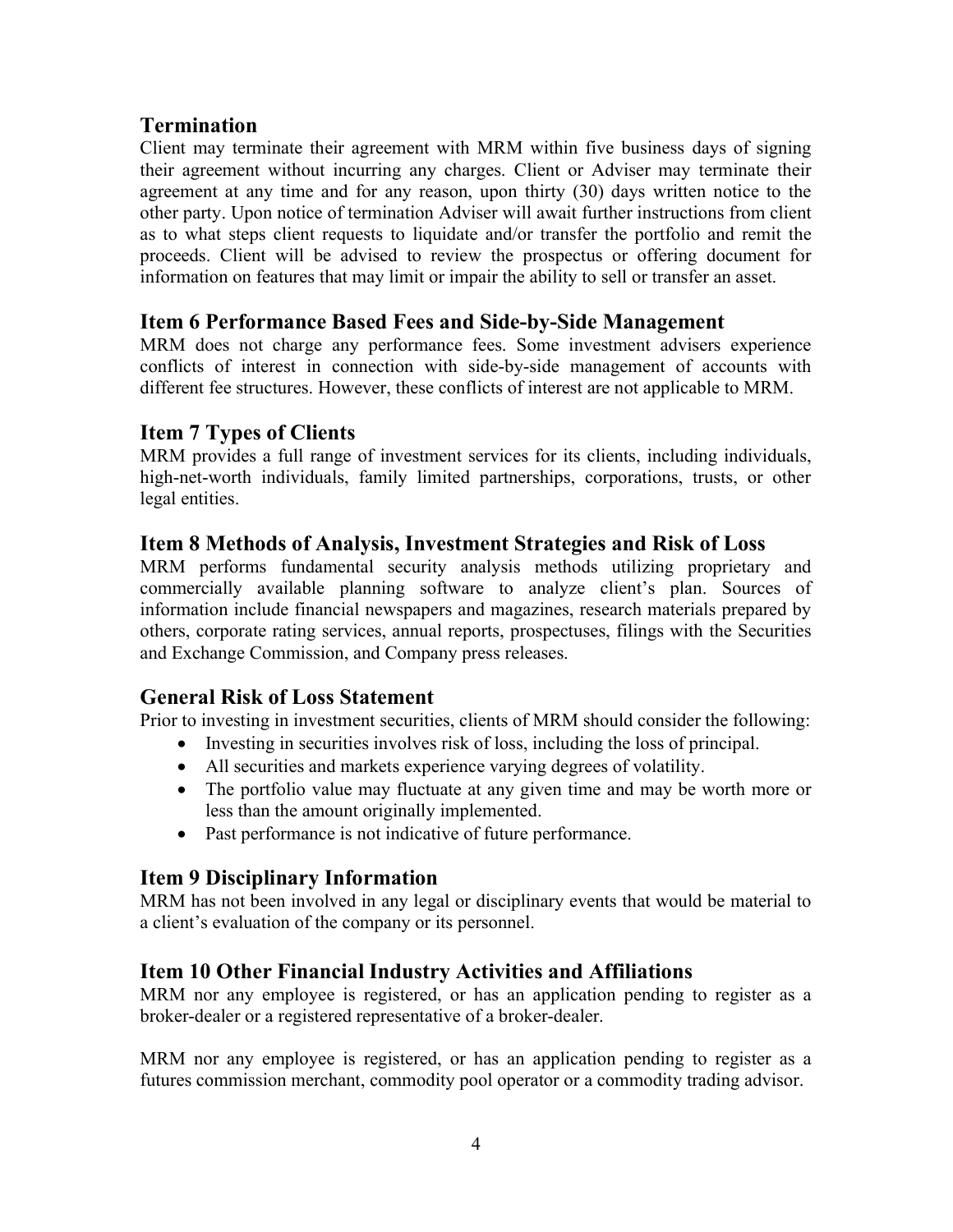## Termination

Client may terminate their agreement with MRM within five business days of signing their agreement without incurring any charges. Client or Adviser may terminate their agreement at any time and for any reason, upon thirty (30) days written notice to the other party. Upon notice of termination Adviser will await further instructions from client as to what steps client requests to liquidate and/or transfer the portfolio and remit the proceeds. Client will be advised to review the prospectus or offering document for information on features that may limit or impair the ability to sell or transfer an asset.

## Item 6 Performance Based Fees and Side-by-Side Management

MRM does not charge any performance fees. Some investment advisers experience conflicts of interest in connection with side-by-side management of accounts with different fee structures. However, these conflicts of interest are not applicable to MRM.

## Item 7 Types of Clients

MRM provides a full range of investment services for its clients, including individuals, high-net-worth individuals, family limited partnerships, corporations, trusts, or other legal entities.

## Item 8 Methods of Analysis, Investment Strategies and Risk of Loss

MRM performs fundamental security analysis methods utilizing proprietary and commercially available planning software to analyze client's plan. Sources of information include financial newspapers and magazines, research materials prepared by others, corporate rating services, annual reports, prospectuses, filings with the Securities and Exchange Commission, and Company press releases.

## General Risk of Loss Statement

Prior to investing in investment securities, clients of MRM should consider the following:

- Investing in securities involves risk of loss, including the loss of principal.
- All securities and markets experience varying degrees of volatility.
- The portfolio value may fluctuate at any given time and may be worth more or less than the amount originally implemented.
- Past performance is not indicative of future performance.

## Item 9 Disciplinary Information

MRM has not been involved in any legal or disciplinary events that would be material to a client's evaluation of the company or its personnel.

## Item 10 Other Financial Industry Activities and Affiliations

MRM nor any employee is registered, or has an application pending to register as a broker-dealer or a registered representative of a broker-dealer.

MRM nor any employee is registered, or has an application pending to register as a futures commission merchant, commodity pool operator or a commodity trading advisor.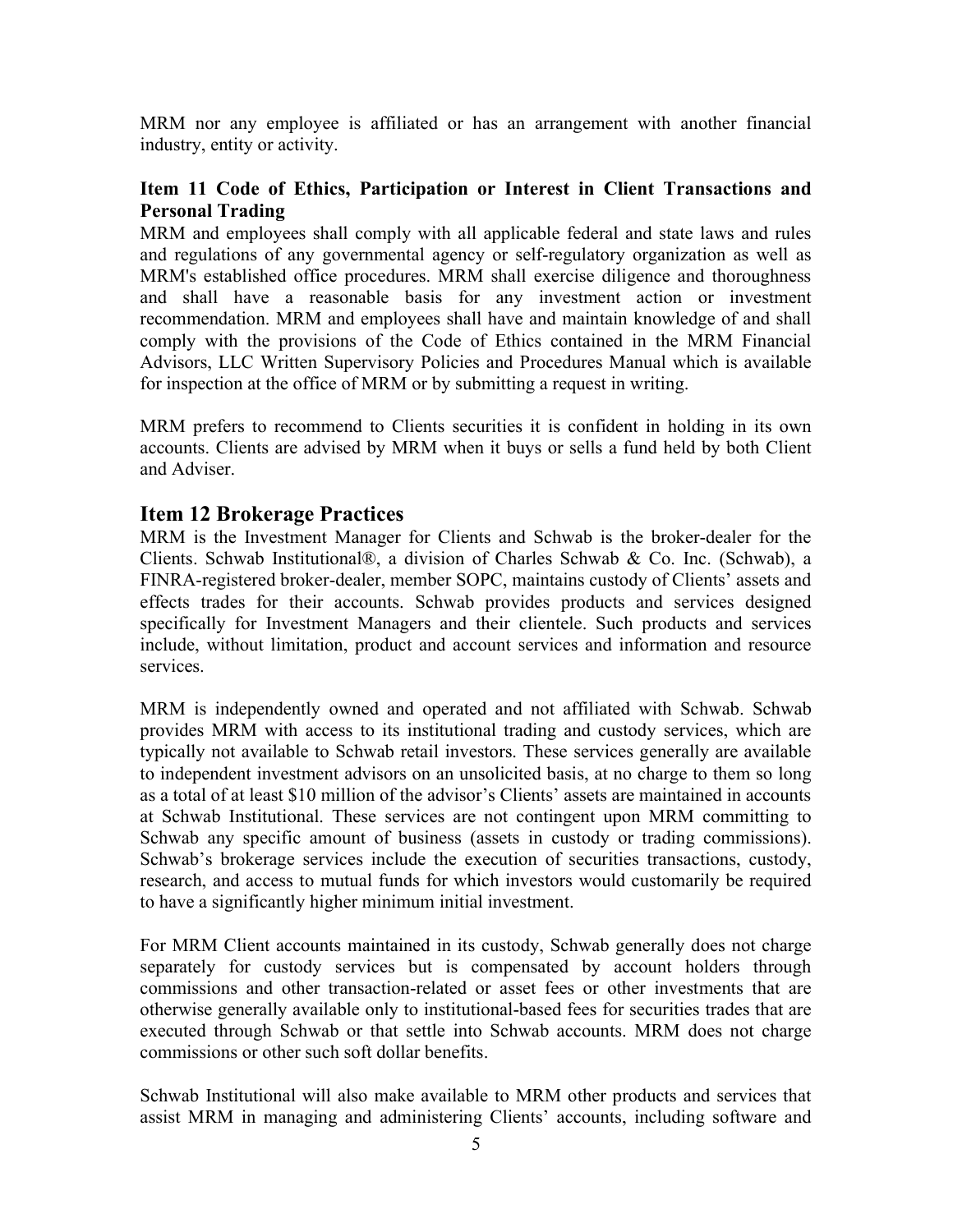MRM nor any employee is affiliated or has an arrangement with another financial industry, entity or activity.

### Item 11 Code of Ethics, Participation or Interest in Client Transactions and Personal Trading

MRM and employees shall comply with all applicable federal and state laws and rules and regulations of any governmental agency or self-regulatory organization as well as MRM's established office procedures. MRM shall exercise diligence and thoroughness and shall have a reasonable basis for any investment action or investment recommendation. MRM and employees shall have and maintain knowledge of and shall comply with the provisions of the Code of Ethics contained in the MRM Financial Advisors, LLC Written Supervisory Policies and Procedures Manual which is available for inspection at the office of MRM or by submitting a request in writing.

MRM prefers to recommend to Clients securities it is confident in holding in its own accounts. Clients are advised by MRM when it buys or sells a fund held by both Client and Adviser.

## Item 12 Brokerage Practices

MRM is the Investment Manager for Clients and Schwab is the broker-dealer for the Clients. Schwab Institutional®, a division of Charles Schwab & Co. Inc. (Schwab), a FINRA-registered broker-dealer, member SOPC, maintains custody of Clients' assets and effects trades for their accounts. Schwab provides products and services designed specifically for Investment Managers and their clientele. Such products and services include, without limitation, product and account services and information and resource services.

MRM is independently owned and operated and not affiliated with Schwab. Schwab provides MRM with access to its institutional trading and custody services, which are typically not available to Schwab retail investors. These services generally are available to independent investment advisors on an unsolicited basis, at no charge to them so long as a total of at least $10 million of the advisor's Clients' assets are maintained in accounts at Schwab Institutional. These services are not contingent upon MRM committing to Schwab any specific amount of business (assets in custody or trading commissions). Schwab's brokerage services include the execution of securities transactions, custody, research, and access to mutual funds for which investors would customarily be required to have a significantly higher minimum initial investment.

For MRM Client accounts maintained in its custody, Schwab generally does not charge separately for custody services but is compensated by account holders through commissions and other transaction-related or asset fees or other investments that are otherwise generally available only to institutional-based fees for securities trades that are executed through Schwab or that settle into Schwab accounts. MRM does not charge commissions or other such soft dollar benefits.

Schwab Institutional will also make available to MRM other products and services that assist MRM in managing and administering Clients' accounts, including software and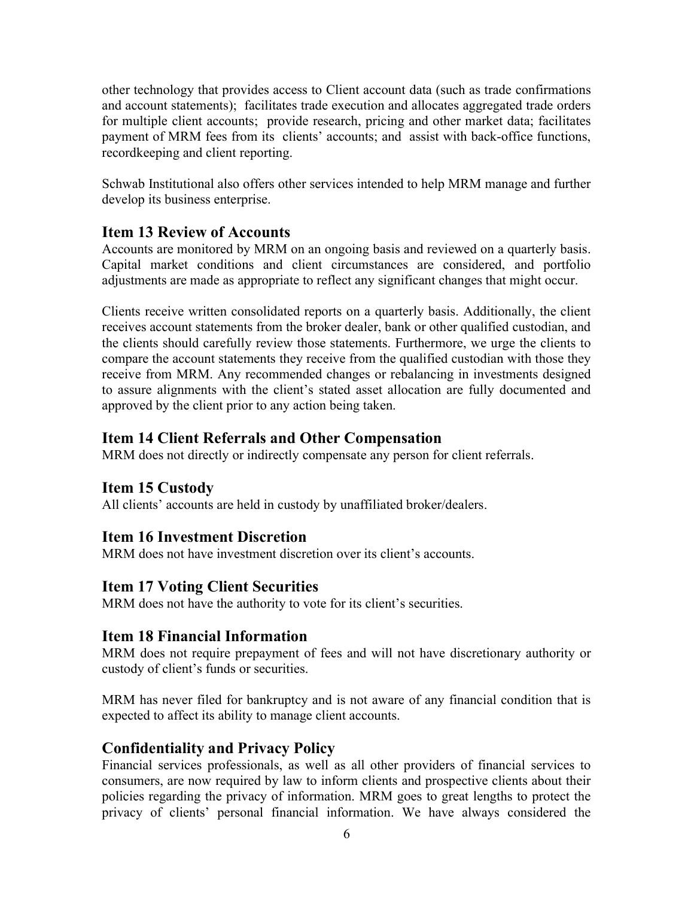other technology that provides access to Client account data (such as trade confirmations and account statements); facilitates trade execution and allocates aggregated trade orders for multiple client accounts; provide research, pricing and other market data; facilitates payment of MRM fees from its clients' accounts; and assist with back-office functions, recordkeeping and client reporting.

Schwab Institutional also offers other services intended to help MRM manage and further develop its business enterprise.

## Item 13 Review of Accounts

Accounts are monitored by MRM on an ongoing basis and reviewed on a quarterly basis. Capital market conditions and client circumstances are considered, and portfolio adjustments are made as appropriate to reflect any significant changes that might occur.

Clients receive written consolidated reports on a quarterly basis. Additionally, the client receives account statements from the broker dealer, bank or other qualified custodian, and the clients should carefully review those statements. Furthermore, we urge the clients to compare the account statements they receive from the qualified custodian with those they receive from MRM. Any recommended changes or rebalancing in investments designed to assure alignments with the client's stated asset allocation are fully documented and approved by the client prior to any action being taken.

## Item 14 Client Referrals and Other Compensation

MRM does not directly or indirectly compensate any person for client referrals.

## Item 15 Custody

All clients' accounts are held in custody by unaffiliated broker/dealers.

## Item 16 Investment Discretion

MRM does not have investment discretion over its client's accounts.

## Item 17 Voting Client Securities

MRM does not have the authority to vote for its client's securities.

## Item 18 Financial Information

MRM does not require prepayment of fees and will not have discretionary authority or custody of client's funds or securities.

MRM has never filed for bankruptcy and is not aware of any financial condition that is expected to affect its ability to manage client accounts.

## Confidentiality and Privacy Policy

Financial services professionals, as well as all other providers of financial services to consumers, are now required by law to inform clients and prospective clients about their policies regarding the privacy of information. MRM goes to great lengths to protect the privacy of clients' personal financial information. We have always considered the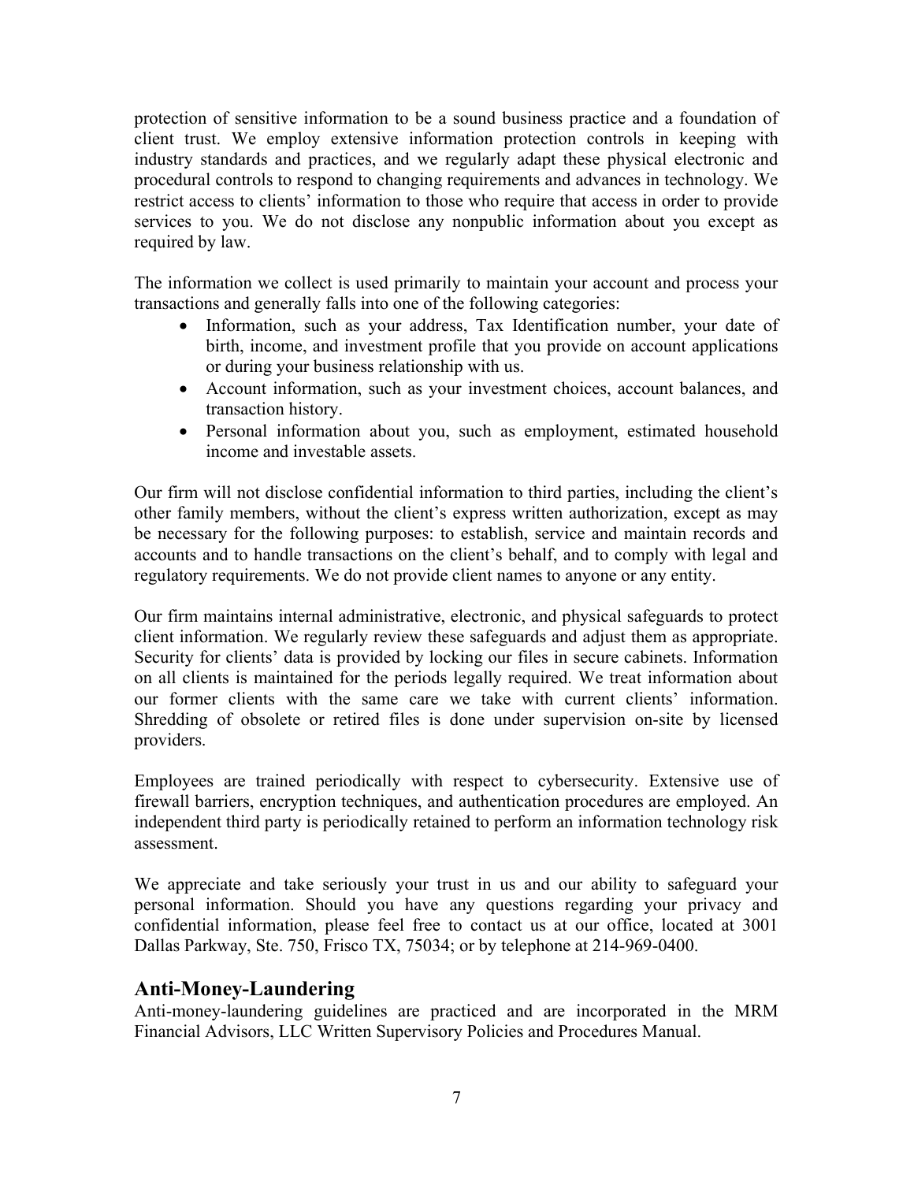protection of sensitive information to be a sound business practice and a foundation of client trust. We employ extensive information protection controls in keeping with industry standards and practices, and we regularly adapt these physical electronic and procedural controls to respond to changing requirements and advances in technology. We restrict access to clients' information to those who require that access in order to provide services to you. We do not disclose any nonpublic information about you except as required by law.

The information we collect is used primarily to maintain your account and process your transactions and generally falls into one of the following categories:

- Information, such as your address, Tax Identification number, your date of birth, income, and investment profile that you provide on account applications or during your business relationship with us.
- Account information, such as your investment choices, account balances, and transaction history.
- Personal information about you, such as employment, estimated household income and investable assets.

Our firm will not disclose confidential information to third parties, including the client's other family members, without the client's express written authorization, except as may be necessary for the following purposes: to establish, service and maintain records and accounts and to handle transactions on the client's behalf, and to comply with legal and regulatory requirements. We do not provide client names to anyone or any entity.

Our firm maintains internal administrative, electronic, and physical safeguards to protect client information. We regularly review these safeguards and adjust them as appropriate. Security for clients' data is provided by locking our files in secure cabinets. Information on all clients is maintained for the periods legally required. We treat information about our former clients with the same care we take with current clients' information. Shredding of obsolete or retired files is done under supervision on-site by licensed providers.

Employees are trained periodically with respect to cybersecurity. Extensive use of firewall barriers, encryption techniques, and authentication procedures are employed. An independent third party is periodically retained to perform an information technology risk assessment.

We appreciate and take seriously your trust in us and our ability to safeguard your personal information. Should you have any questions regarding your privacy and confidential information, please feel free to contact us at our office, located at 3001 Dallas Parkway, Ste. 750, Frisco TX, 75034; or by telephone at 214-969-0400.

## Anti-Money-Laundering

Anti-money-laundering guidelines are practiced and are incorporated in the MRM Financial Advisors, LLC Written Supervisory Policies and Procedures Manual.